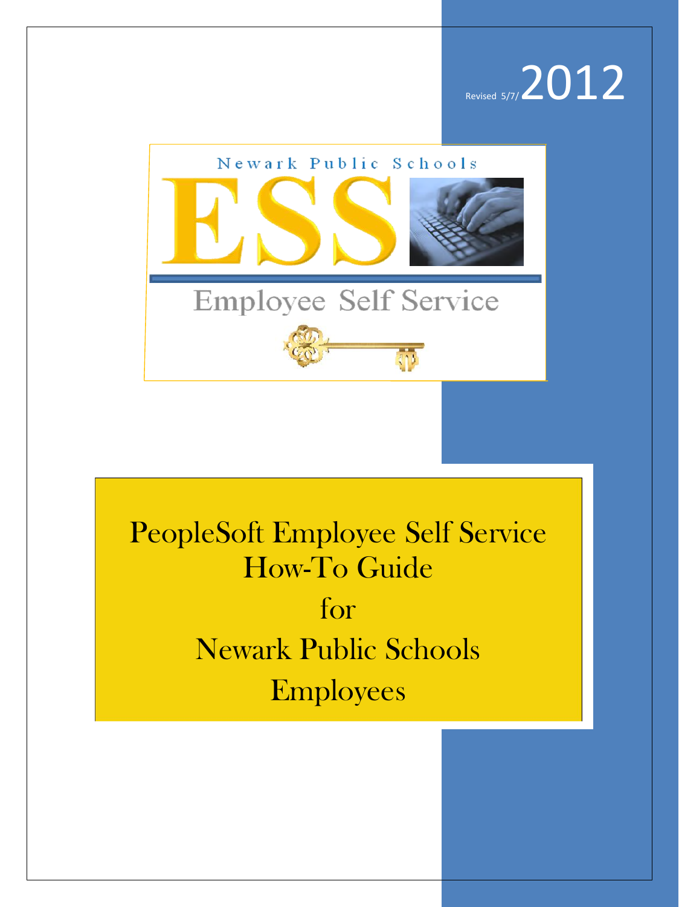Revised 5/7/2012

Newark Public Schools

ESS

Employee Self Service

# PeopleSoft Employee Self Service How-To Guide for Newark Public Schools Employees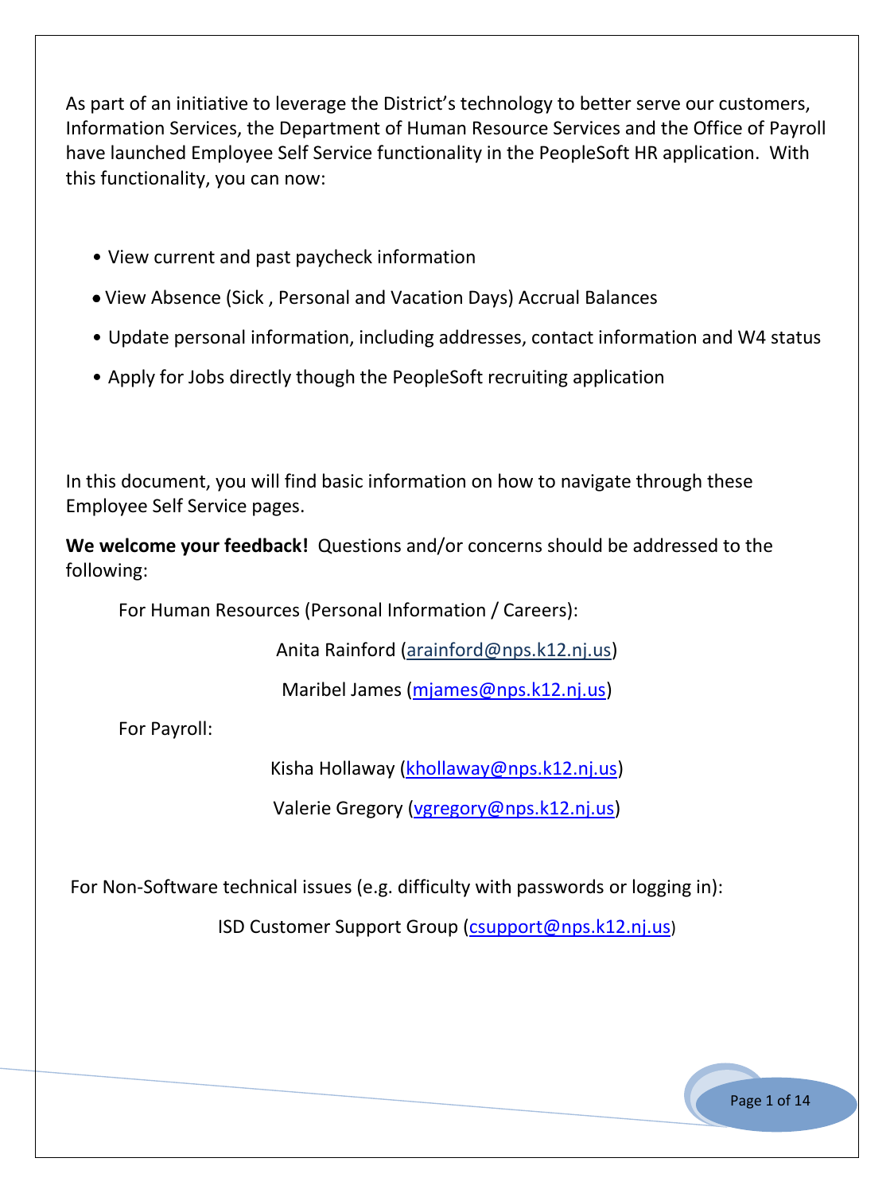As part of an initiative to leverage the District's technology to better serve our customers, Information Services, the Department of Human Resource Services and the Office of Payroll have launched Employee Self Service functionality in the PeopleSoft HR application. With this functionality, you can now:

- View current and past paycheck information
- View Absence (Sick , Personal and Vacation Days) Accrual Balances
- Update personal information, including addresses, contact information and W4 status
- Apply for Jobs directly though the PeopleSoft recruiting application

In this document, you will find basic information on how to navigate through these Employee Self Service pages.

**We welcome your feedback!** Questions and/or concerns should be addressed to the following:

For Human Resources (Personal Information / Careers):

Anita Rainford (arainford@nps.k12.nj.us)

Maribel James (mjames@nps.k12.nj.us)

For Payroll:

Kisha Hollaway (khollaway@nps.k12.nj.us)

Valerie Gregory (vgregory@nps.k12.nj.us)

For Non-Software technical issues (e.g. difficulty with passwords or logging in):

ISD Customer Support Group (csupport@nps.k12.nj.us)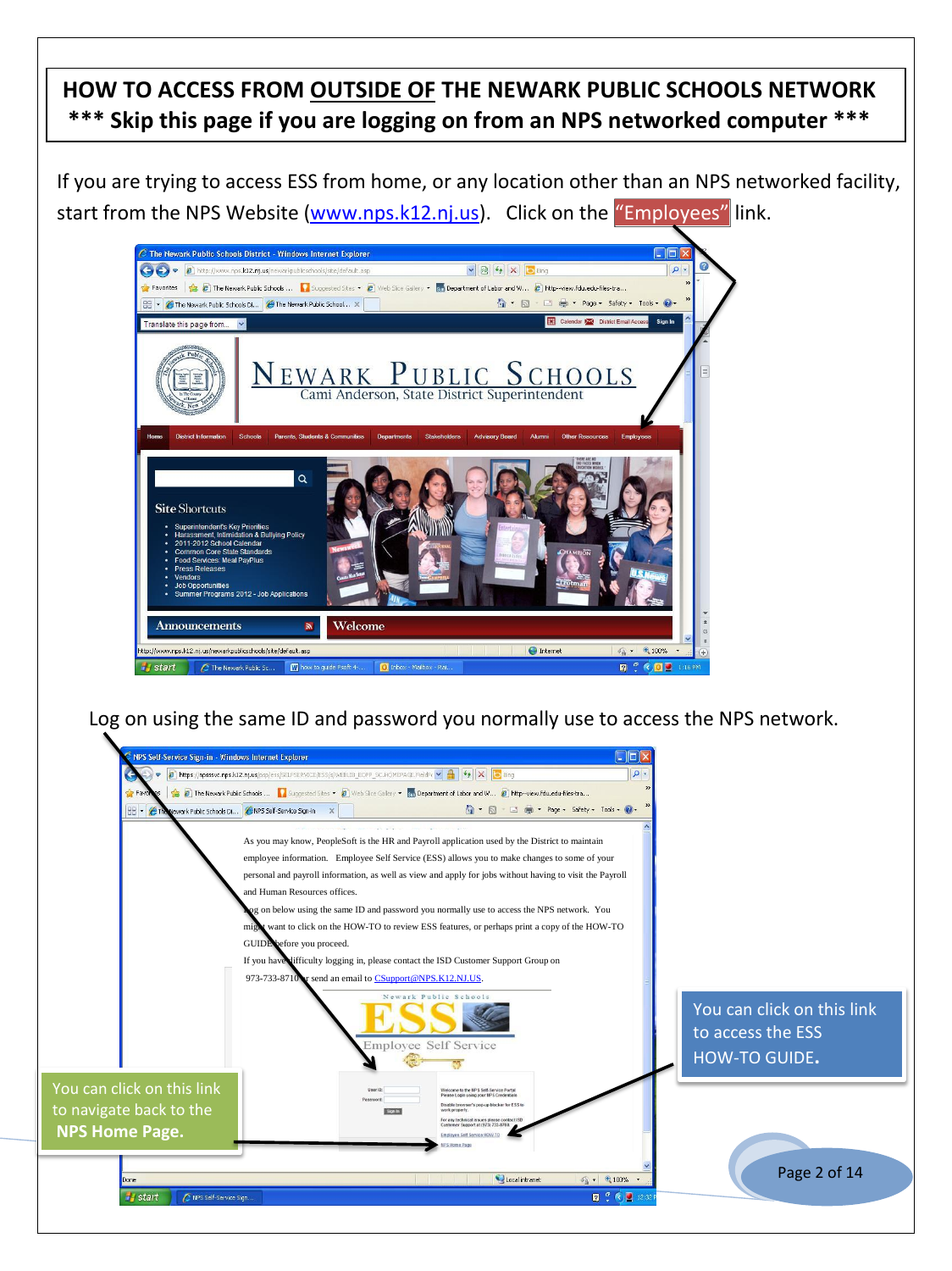# HOW TO ACCESS FROM OUTSIDE OF THE NEWARK PUBLIC SCHOOLS NETWORK

## *** Skip this page if you are logging on from an NPS networked computer ***

If you are trying to access ESS from home, or any location other than an NPS networked facility, start from the NPS Website (www.nps.k12.nj.us). Click on the "Employees" link.

Log on using the same ID and password you normally use to access the NPS network.

You can click on this link to access the ESS HOW-TO GUIDE.

You can click on this link to navigate back to the **NPS Home Page.**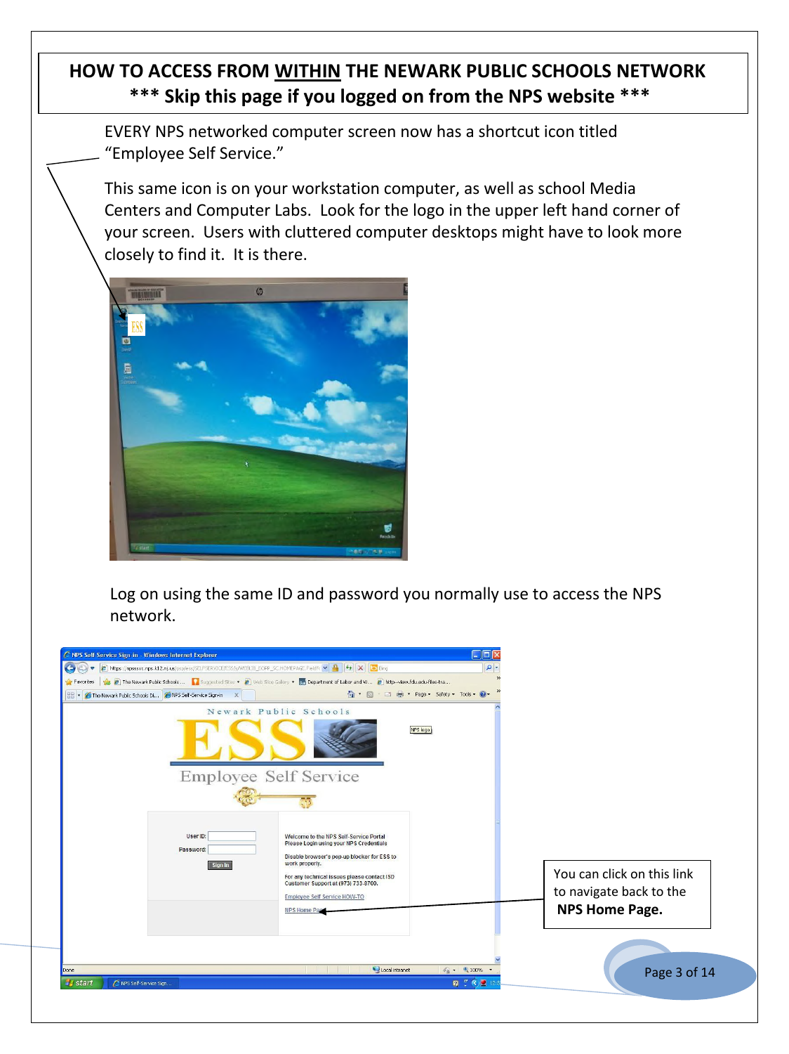# HOW TO ACCESS FROM WITHIN THE NEWARK PUBLIC SCHOOLS NETWORK

## *** Skip this page if you logged on from the NPS website ***

EVERY NPS networked computer screen now has a shortcut icon titled "Employee Self Service."

This same icon is on your workstation computer, as well as school Media Centers and Computer Labs. Look for the logo in the upper left hand corner of your screen. Users with cluttered computer desktops might have to look more closely to find it. It is there.

Log on using the same ID and password you normally use to access the NPS network.

You can click on this link to navigate back to the **NPS Home Page.**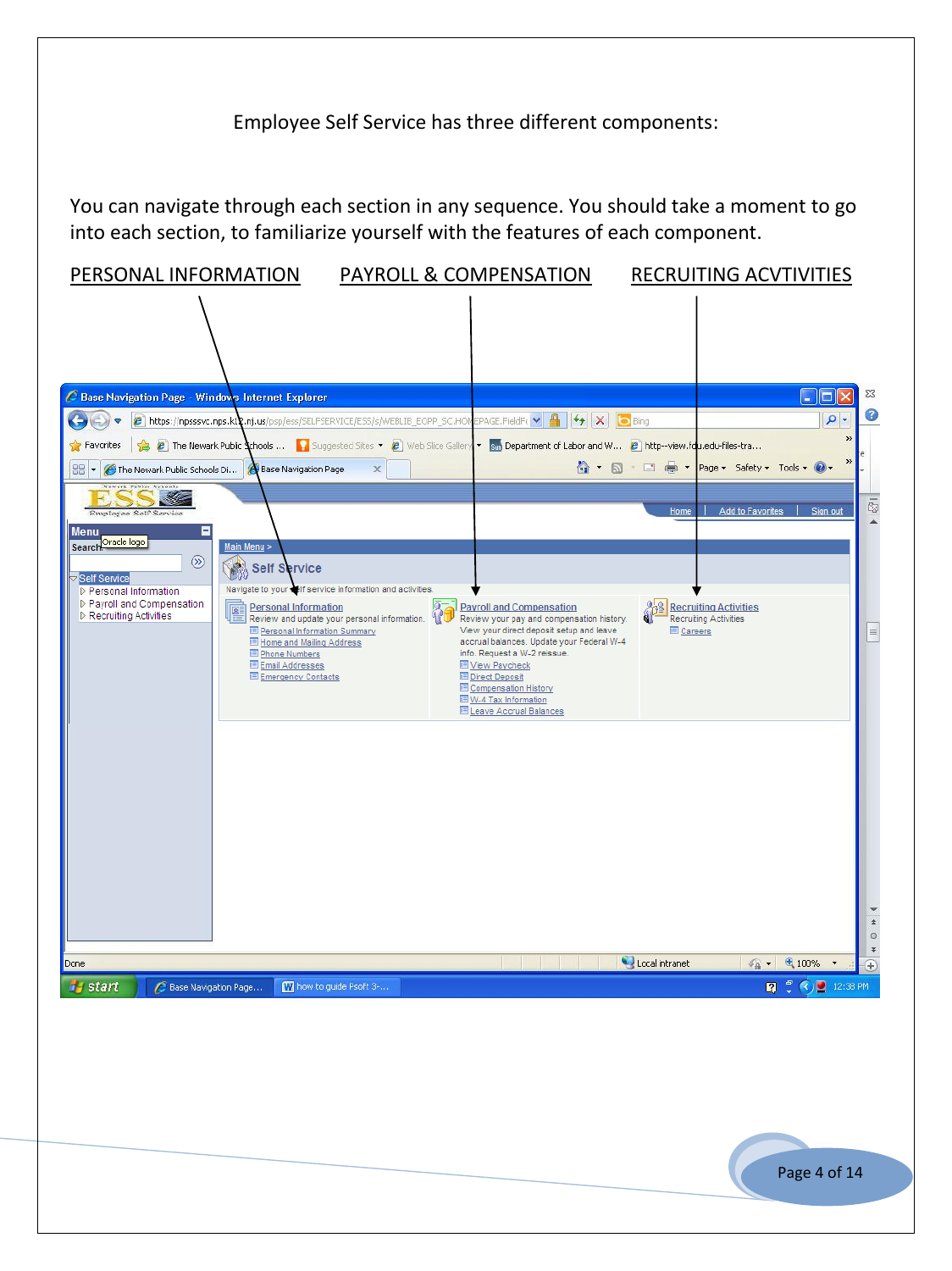Employee Self Service has three different components:

You can navigate through each section in any sequence. You should take a moment to go into each section, to familiarize yourself with the features of each component.

<u>PERSONAL INFORMATION</u>    <u>PAYROLL & COMPENSATION</u>    <u>RECRUITING ACVTIVITIES</u>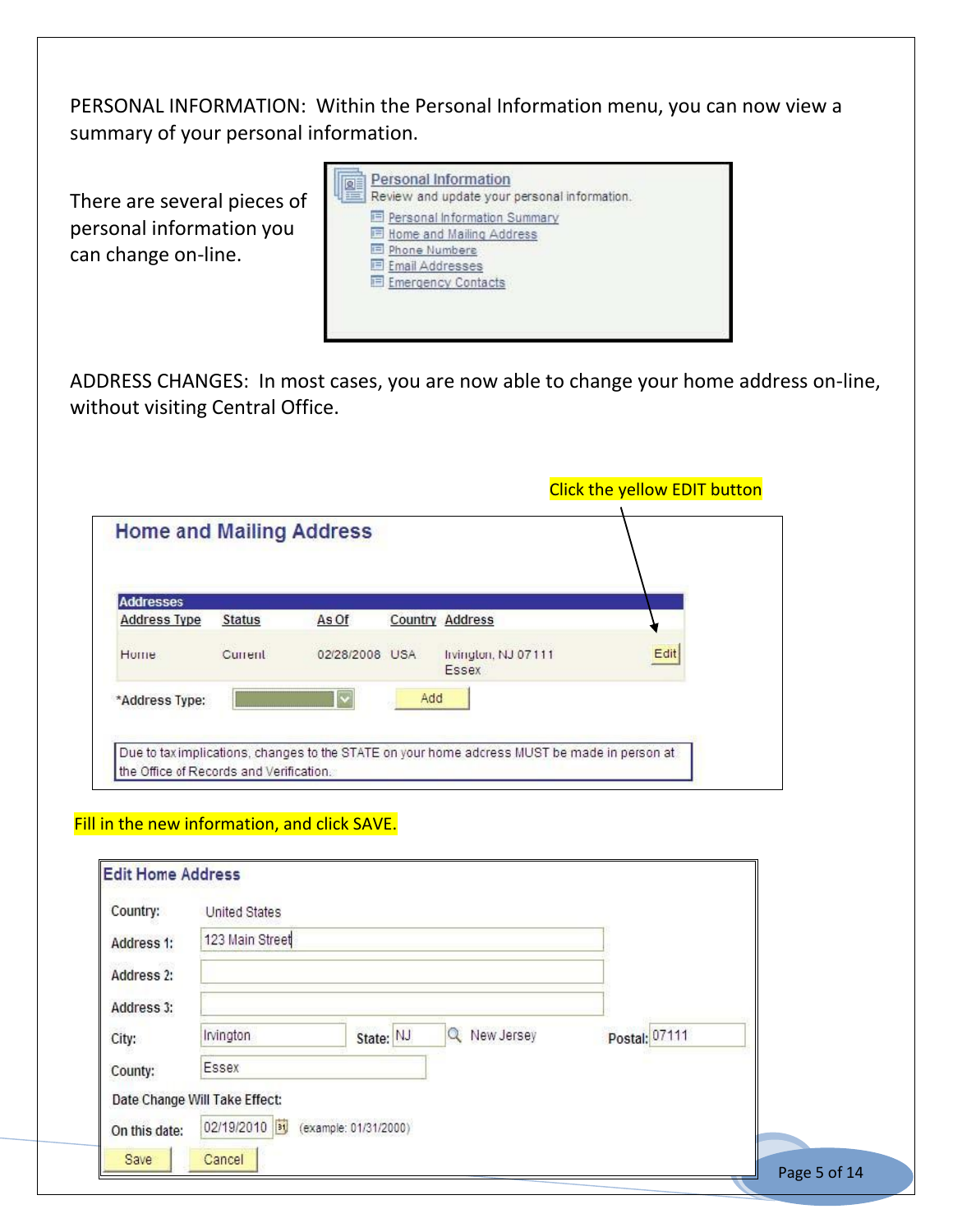PERSONAL INFORMATION: Within the Personal Information menu, you can now view a summary of your personal information.

There are several pieces of personal information you can change on-line.

**Personal Information**
Review and update your personal information.

- Personal Information Summary
- Home and Mailing Address
- Phone Numbers
- Email Addresses
- Emergency Contacts

ADDRESS CHANGES: In most cases, you are now able to change your home address on-line, without visiting Central Office.

Click the yellow EDIT button

**Home and Mailing Address**

**Addresses**

| Address Type | Status | As Of | Country | Address | |
|---|---|---|---|---|---|
| Home | Current | 02/28/2008 | USA | Irvington, NJ 07111 Essex | Edit |

*Address Type: [ ] Add

Due to tax implications, changes to the STATE on your home adress MUST be made in person at the Office of Records and Verification.

Fill in the new information, and click SAVE.

**Edit Home Address**

Country: United States

Address 1: 123 Main Street

Address 2:

Address 3:

City: Irvington State: NJ New Jersey Postal: 07111

County: Essex

Date Change Will Take Effect:

On this date: 02/19/2010 (example: 01/31/2000)

Save Cancel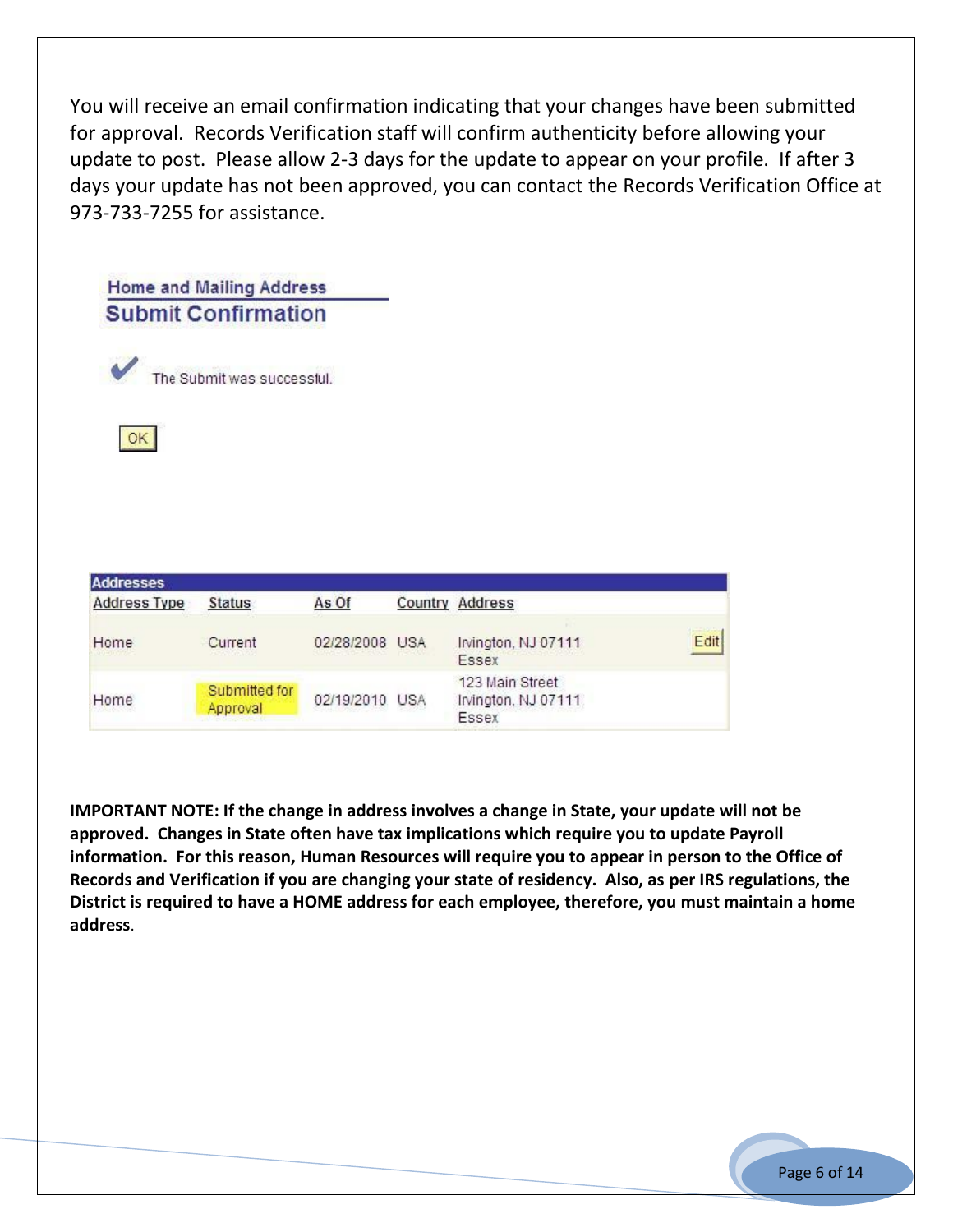You will receive an email confirmation indicating that your changes have been submitted for approval. Records Verification staff will confirm authenticity before allowing your update to post. Please allow 2-3 days for the update to appear on your profile. If after 3 days your update has not been approved, you can contact the Records Verification Office at 973-733-7255 for assistance.

Home and Mailing Address

**Submit Confirmation**

✔ The Submit was successful.

OK

| Addresses | | | | | |
|---|---|---|---|---|---|
| Address Type | Status | As Of | Country | Address | |
| Home | Current | 02/28/2008 | USA | Irvington, NJ 07111 Essex | Edit |
| Home | Submitted for Approval | 02/19/2010 | USA | 123 Main Street Irvington, NJ 07111 Essex | |

**IMPORTANT NOTE: If the change in address involves a change in State, your update will not be approved. Changes in State often have tax implications which require you to update Payroll information. For this reason, Human Resources will require you to appear in person to the Office of Records and Verification if you are changing your state of residency. Also, as per IRS regulations, the District is required to have a HOME address for each employee, therefore, you must maintain a home address**.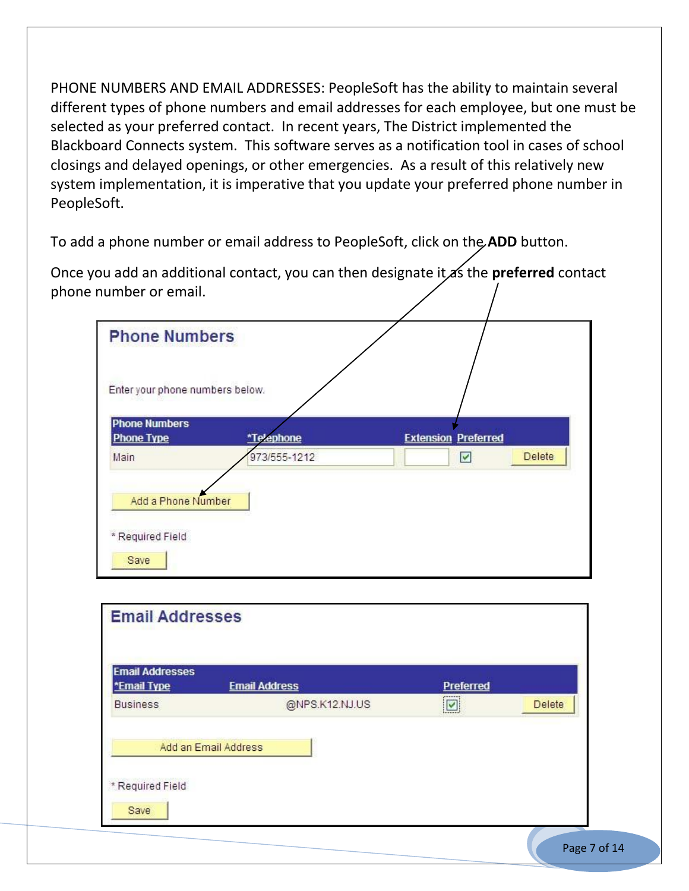PHONE NUMBERS AND EMAIL ADDRESSES: PeopleSoft has the ability to maintain several different types of phone numbers and email addresses for each employee, but one must be selected as your preferred contact. In recent years, The District implemented the Blackboard Connects system. This software serves as a notification tool in cases of school closings and delayed openings, or other emergencies. As a result of this relatively new system implementation, it is imperative that you update your preferred phone number in PeopleSoft.

To add a phone number or email address to PeopleSoft, click on the **ADD** button.

Once you add an additional contact, you can then designate it as the **preferred** contact phone number or email.

## Phone Numbers

Enter your phone numbers below.

**Phone Numbers**

| Phone Type | *Telephone | Extension | Preferred | |
|---|---|---|---|---|
| Main | 973/555-1212 | | ☑ | Delete |

Add a Phone Number

* Required Field

Save

## Email Addresses

**Email Addresses**

| *Email Type | Email Address | Preferred | |
|---|---|---|---|
| Business | @NPS.K12.NJ.US | ☑ | Delete |

Add an Email Address

* Required Field

Save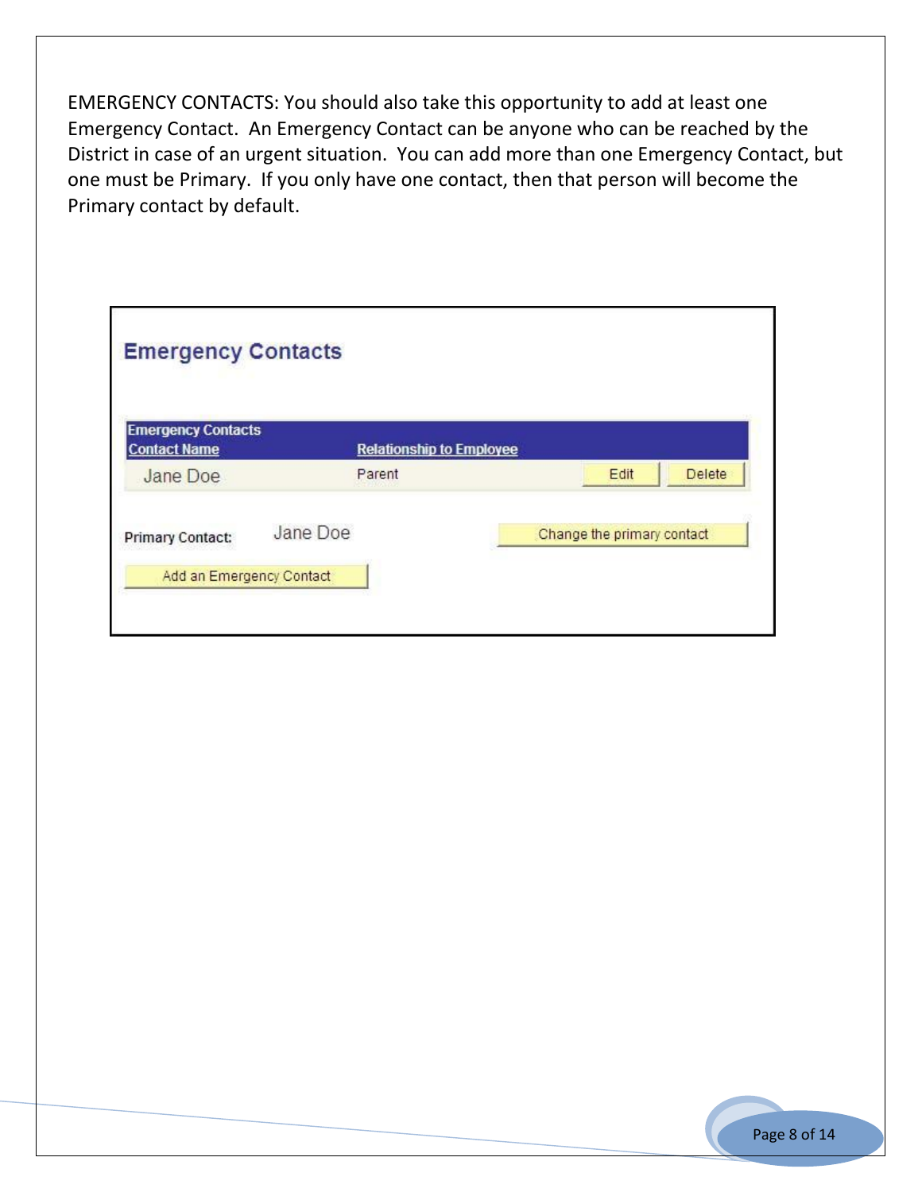EMERGENCY CONTACTS: You should also take this opportunity to add at least one Emergency Contact. An Emergency Contact can be anyone who can be reached by the District in case of an urgent situation. You can add more than one Emergency Contact, but one must be Primary. If you only have one contact, then that person will become the Primary contact by default.

## Emergency Contacts

| Emergency Contacts Contact Name | Relationship to Employee | | |
|---|---|---|---|
| Jane Doe | Parent | Edit | Delete |

**Primary Contact:** Jane Doe — Change the primary contact

Add an Emergency Contact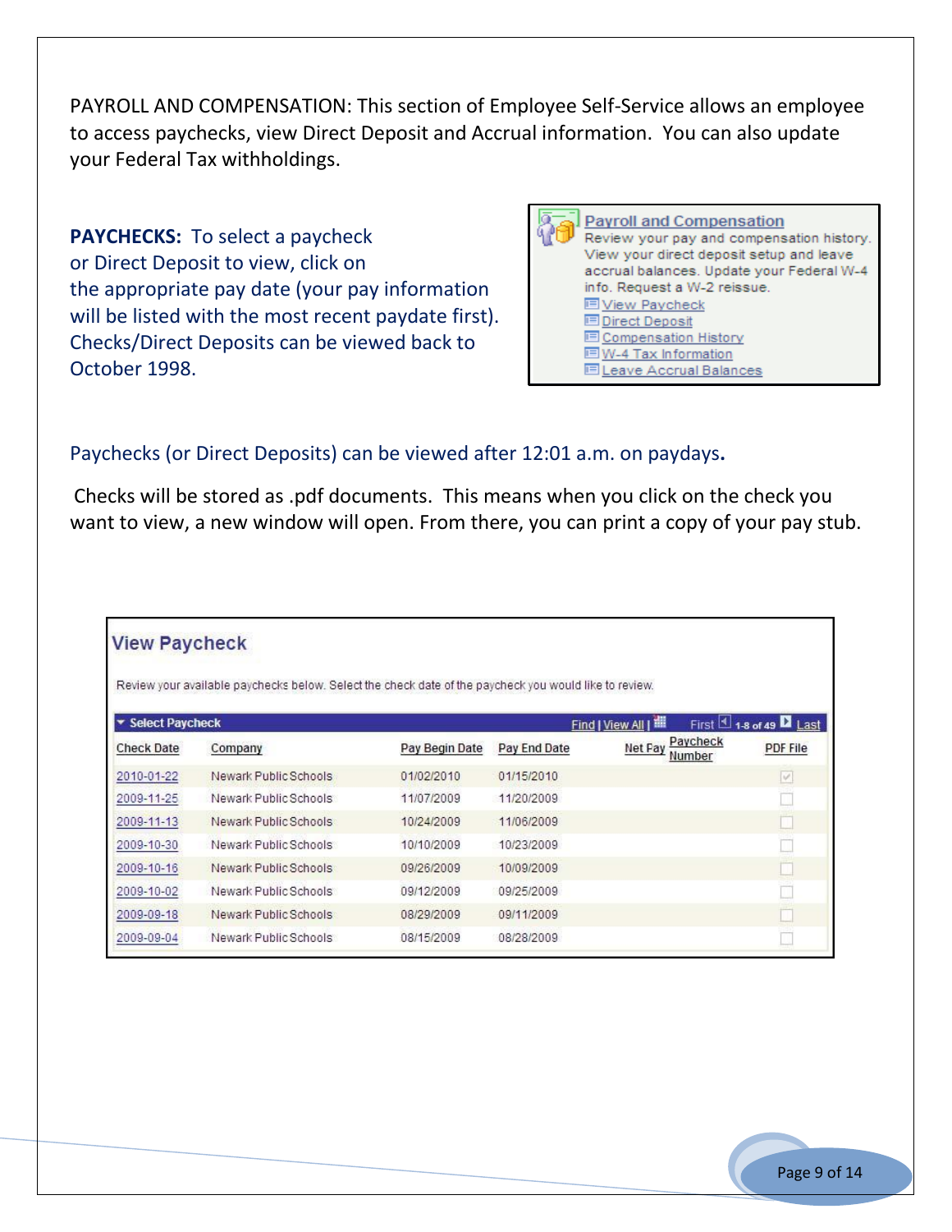PAYROLL AND COMPENSATION: This section of Employee Self-Service allows an employee to access paychecks, view Direct Deposit and Accrual information. You can also update your Federal Tax withholdings.

**PAYCHECKS:** To select a paycheck or Direct Deposit to view, click on the appropriate pay date (your pay information will be listed with the most recent paydate first). Checks/Direct Deposits can be viewed back to October 1998.

**Payroll and Compensation**
Review your pay and compensation history. View your direct deposit setup and leave accrual balances. Update your Federal W-4 info. Request a W-2 reissue.

- View Paycheck
- Direct Deposit
- Compensation History
- W-4 Tax Information
- Leave Accrual Balances

Paychecks (or Direct Deposits) can be viewed after 12:01 a.m. on paydays**.**

Checks will be stored as .pdf documents. This means when you click on the check you want to view, a new window will open. From there, you can print a copy of your pay stub.

**View Paycheck**

Review your available paychecks below. Select the check date of the paycheck you would like to review.

Select Paycheck — Find | View All | First 1-8 of 49 Last

| Check Date | Company | Pay Begin Date | Pay End Date | Net Pay | Paycheck Number | PDF File |
|---|---|---|---|---|---|---|
| 2010-01-22 | Newark Public Schools | 01/02/2010 | 01/15/2010 | | | ☑ |
| 2009-11-25 | Newark Public Schools | 11/07/2009 | 11/20/2009 | | | ☐ |
| 2009-11-13 | Newark Public Schools | 10/24/2009 | 11/06/2009 | | | ☐ |
| 2009-10-30 | Newark Public Schools | 10/10/2009 | 10/23/2009 | | | ☐ |
| 2009-10-16 | Newark Public Schools | 09/26/2009 | 10/09/2009 | | | ☐ |
| 2009-10-02 | Newark Public Schools | 09/12/2009 | 09/25/2009 | | | ☐ |
| 2009-09-18 | Newark Public Schools | 08/29/2009 | 09/11/2009 | | | ☐ |
| 2009-09-04 | Newark Public Schools | 08/15/2009 | 08/28/2009 | | | ☐ |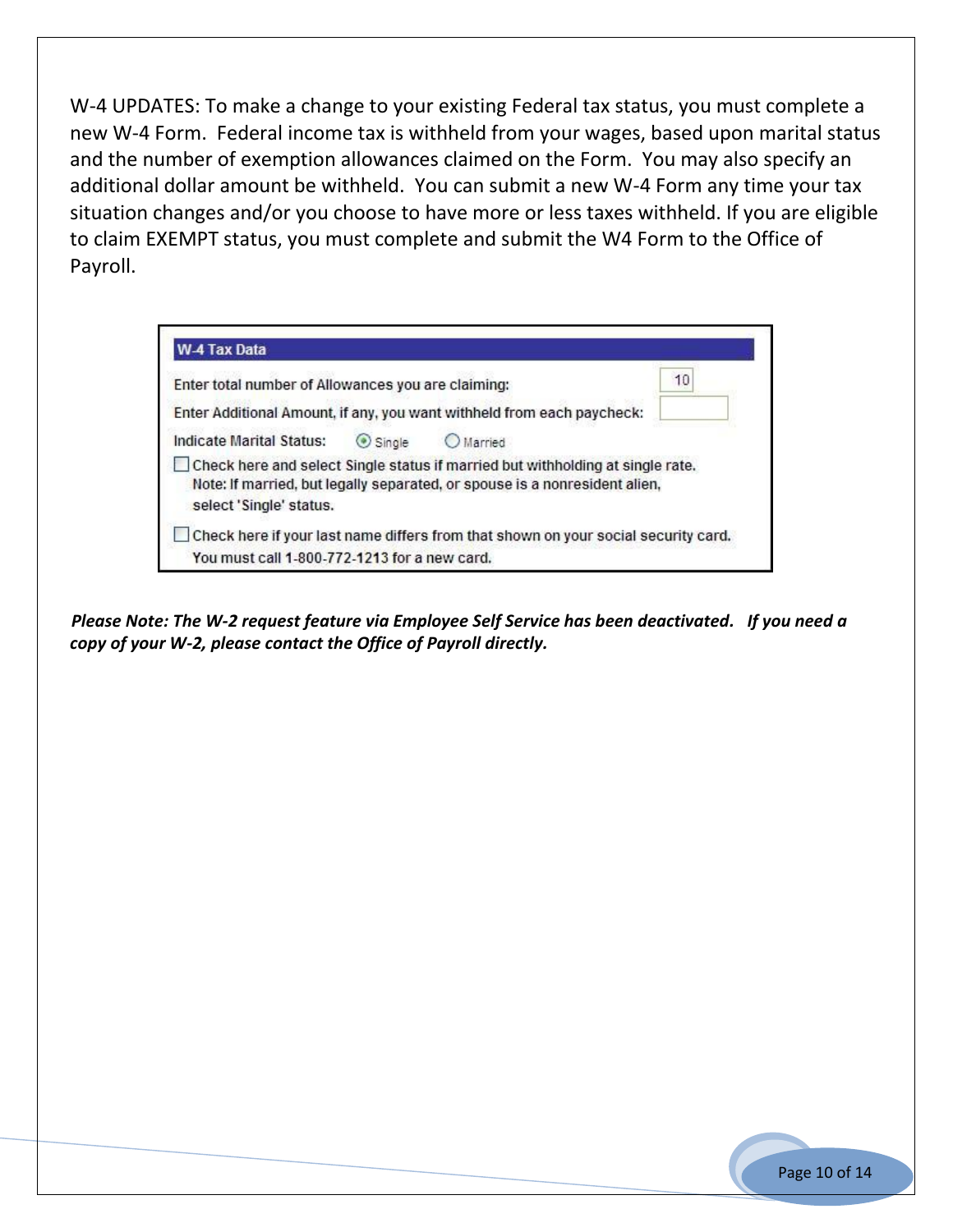W-4 UPDATES: To make a change to your existing Federal tax status, you must complete a new W-4 Form. Federal income tax is withheld from your wages, based upon marital status and the number of exemption allowances claimed on the Form. You may also specify an additional dollar amount be withheld. You can submit a new W-4 Form any time your tax situation changes and/or you choose to have more or less taxes withheld. If you are eligible to claim EXEMPT status, you must complete and submit the W4 Form to the Office of Payroll.

**W-4 Tax Data**

Enter total number of Allowances you are claiming: 10

Enter Additional Amount, if any, you want withheld from each paycheck:

Indicate Marital Status: (•) Single ( ) Married

☐ Check here and select Single status if married but withholding at single rate.
Note: If married, but legally separated, or spouse is a nonresident alien, select 'Single' status.

☐ Check here if your last name differs from that shown on your social security card.
You must call 1-800-772-1213 for a new card.

***Please Note: The W-2 request feature via Employee Self Service has been deactivated. If you need a copy of your W-2, please contact the Office of Payroll directly.***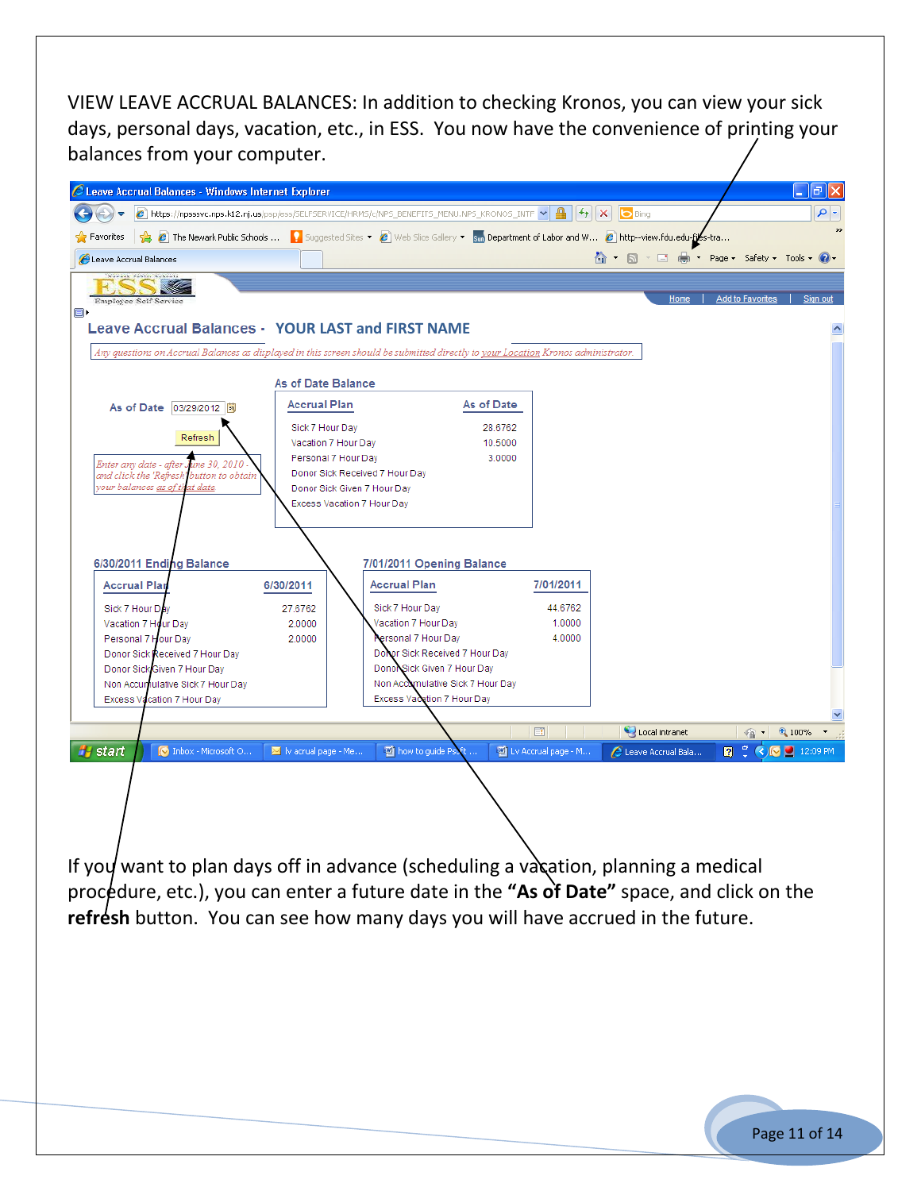VIEW LEAVE ACCRUAL BALANCES: In addition to checking Kronos, you can view your sick days, personal days, vacation, etc., in ESS. You now have the convenience of printing your balances from your computer.

**Leave Accrual Balances - YOUR LAST and FIRST NAME**

*Any questions on Accrual Balances as displayed in this screen should be submitted directly to your Location Kronos administrator.*

As of Date: 03/29/2012

Refresh

*Enter any date - after June 30, 2010 - and click the 'Refresh' button to obtain your balances as of that date*

**As of Date Balance**

| Accrual Plan | As of Date |
|---|---|
| Sick 7 Hour Day | 28.6762 |
| Vacation 7 Hour Day | 10.5000 |
| Personal 7 Hour Day | 3.0000 |
| Donor Sick Received 7 Hour Day | |
| Donor Sick Given 7 Hour Day | |
| Excess Vacation 7 Hour Day | |

**6/30/2011 Ending Balance**

| Accrual Plan | 6/30/2011 |
|---|---|
| Sick 7 Hour Day | 27.6762 |
| Vacation 7 Hour Day | 2.0000 |
| Personal 7 Hour Day | 2.0000 |
| Donor Sick Received 7 Hour Day | |
| Donor Sick Given 7 Hour Day | |
| Non Accumulative Sick 7 Hour Day | |
| Excess Vacation 7 Hour Day | |

**7/01/2011 Opening Balance**

| Accrual Plan | 7/01/2011 |
|---|---|
| Sick 7 Hour Day | 44.6762 |
| Vacation 7 Hour Day | 1.0000 |
| Personal 7 Hour Day | 4.0000 |
| Donor Sick Received 7 Hour Day | |
| Donor Sick Given 7 Hour Day | |
| Non Accumulative Sick 7 Hour Day | |
| Excess Vacation 7 Hour Day | |

If you want to plan days off in advance (scheduling a vacation, planning a medical procedure, etc.), you can enter a future date in the **"As of Date"** space, and click on the **refresh** button. You can see how many days you will have accrued in the future.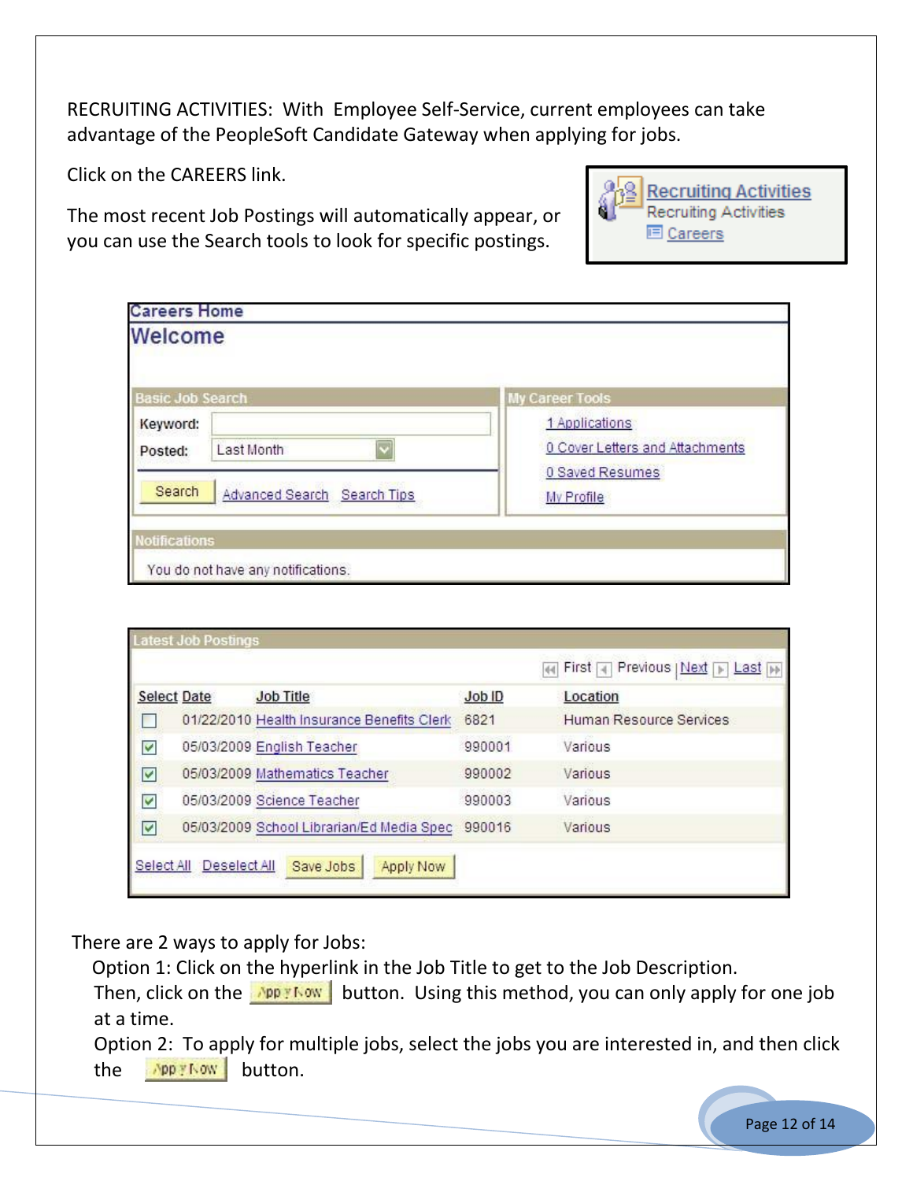RECRUITING ACTIVITIES: With Employee Self-Service, current employees can take advantage of the PeopleSoft Candidate Gateway when applying for jobs.

Click on the CAREERS link.

The most recent Job Postings will automatically appear, or you can use the Search tools to look for specific postings.

Recruiting Activities
Recruiting Activities
Careers

**Careers Home**

**Welcome**

**Basic Job Search**

Keyword:
Posted: Last Month

Search | Advanced Search | Search Tips

**My Career Tools**

1 Applications
0 Cover Letters and Attachments
0 Saved Resumes
My Profile

**Notifications**

You do not have any notifications.

**Latest Job Postings**

First | Previous | Next | Last

| Select | Date | Job Title | Job ID | Location |
| --- | --- | --- | --- | --- |
| ☐ | 01/22/2010 | Health Insurance Benefits Clerk | 6821 | Human Resource Services |
| ☑ | 05/03/2009 | English Teacher | 990001 | Various |
| ☑ | 05/03/2009 | Mathematics Teacher | 990002 | Various |
| ☑ | 05/03/2009 | Science Teacher | 990003 | Various |
| ☑ | 05/03/2009 | School Librarian/Ed Media Spec | 990016 | Various |

Select All | Deselect All | Save Jobs | Apply Now

There are 2 ways to apply for Jobs:

Option 1: Click on the hyperlink in the Job Title to get to the Job Description. Then, click on the Apply Now button. Using this method, you can only apply for one job at a time.

Option 2: To apply for multiple jobs, select the jobs you are interested in, and then click the Apply Now button.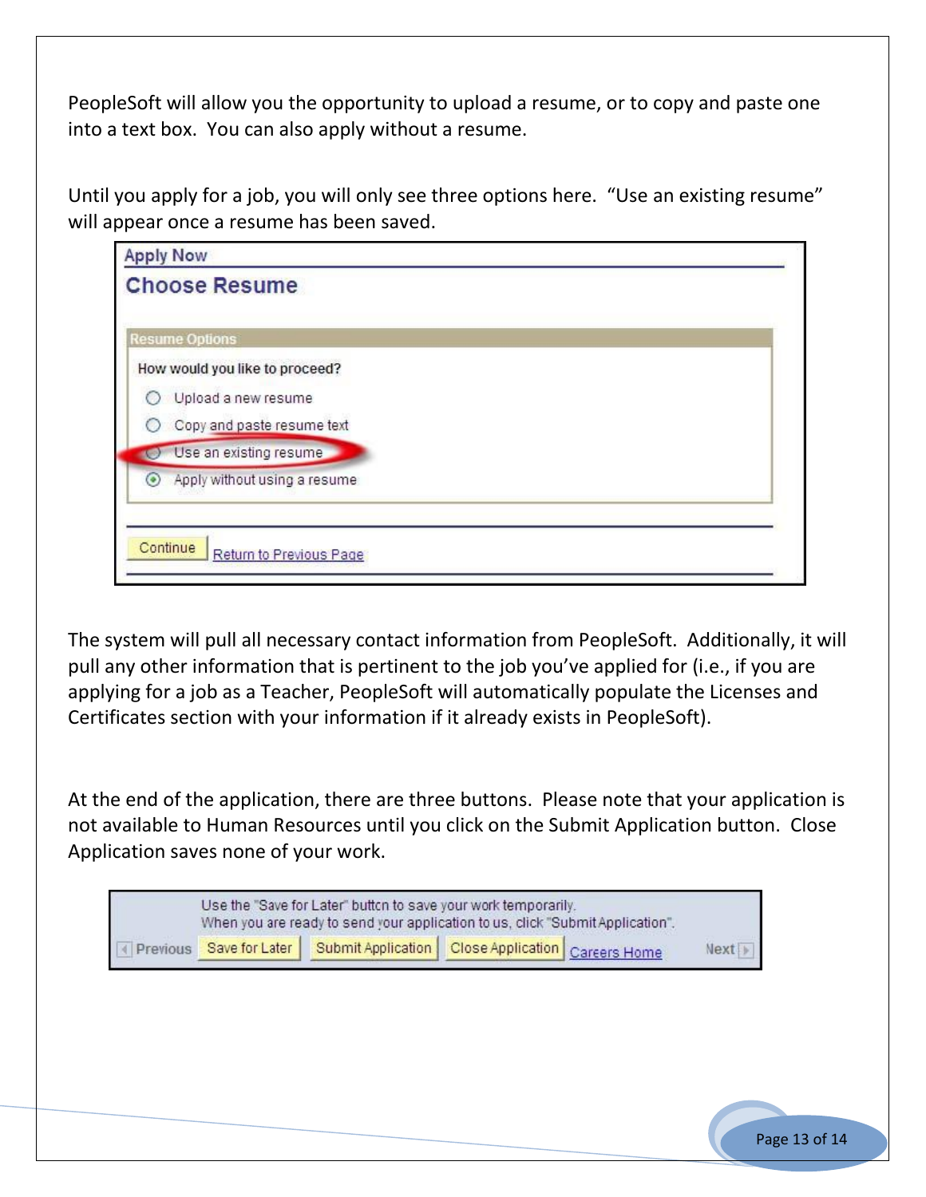PeopleSoft will allow you the opportunity to upload a resume, or to copy and paste one into a text box. You can also apply without a resume.

Until you apply for a job, you will only see three options here. "Use an existing resume" will appear once a resume has been saved.

Apply Now

**Choose Resume**

Resume Options

How would you like to proceed?

- Upload a new resume
- Copy and paste resume text
- Use an existing resume
- Apply without using a resume

Continue  Return to Previous Page

The system will pull all necessary contact information from PeopleSoft. Additionally, it will pull any other information that is pertinent to the job you've applied for (i.e., if you are applying for a job as a Teacher, PeopleSoft will automatically populate the Licenses and Certificates section with your information if it already exists in PeopleSoft).

At the end of the application, there are three buttons. Please note that your application is not available to Human Resources until you click on the Submit Application button. Close Application saves none of your work.

Use the "Save for Later" button to save your work temporarily.
When you are ready to send your application to us, click "Submit Application".

Previous  Save for Later  Submit Application  Close Application  Careers Home  Next